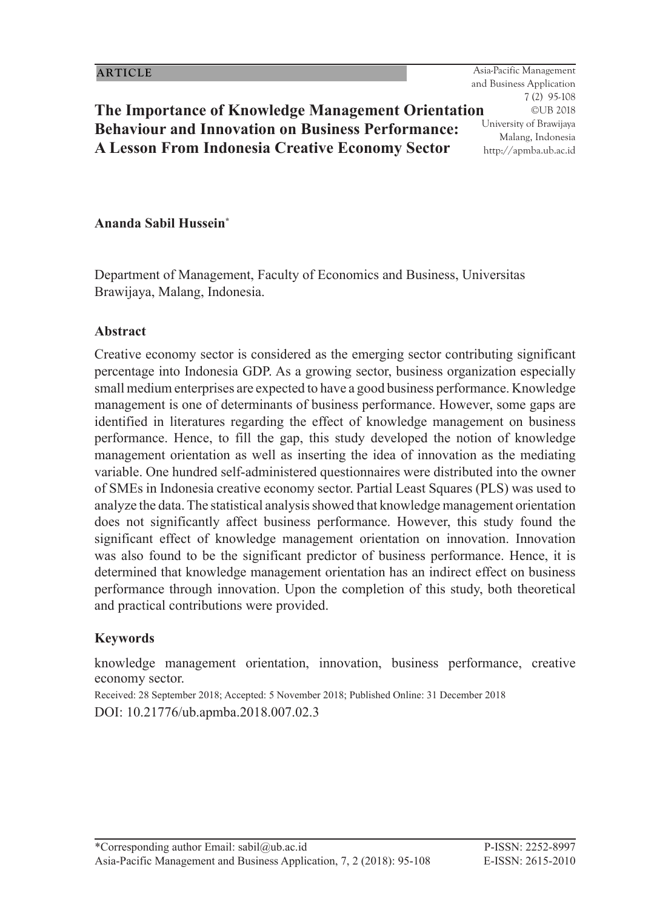ARTICLE

Asia-Pacific Management and Business Application
7 (2) 95-108
©UB 2018
University of Brawijaya
Malang, Indonesia
http://apmba.ub.ac.id

# The Importance of Knowledge Management Orientation Behaviour and Innovation on Business Performance: A Lesson From Indonesia Creative Economy Sector

**Ananda Sabil Hussein***

Department of Management, Faculty of Economics and Business, Universitas Brawijaya, Malang, Indonesia.

## Abstract

Creative economy sector is considered as the emerging sector contributing significant percentage into Indonesia GDP. As a growing sector, business organization especially small medium enterprises are expected to have a good business performance. Knowledge management is one of determinants of business performance. However, some gaps are identified in literatures regarding the effect of knowledge management on business performance. Hence, to fill the gap, this study developed the notion of knowledge management orientation as well as inserting the idea of innovation as the mediating variable. One hundred self-administered questionnaires were distributed into the owner of SMEs in Indonesia creative economy sector. Partial Least Squares (PLS) was used to analyze the data. The statistical analysis showed that knowledge management orientation does not significantly affect business performance. However, this study found the significant effect of knowledge management orientation on innovation. Innovation was also found to be the significant predictor of business performance. Hence, it is determined that knowledge management orientation has an indirect effect on business performance through innovation. Upon the completion of this study, both theoretical and practical contributions were provided.

## Keywords

knowledge management orientation, innovation, business performance, creative economy sector.

Received: 28 September 2018; Accepted: 5 November 2018; Published Online: 31 December 2018

DOI: 10.21776/ub.apmba.2018.007.02.3

*Corresponding author Email: sabil@ub.ac.id

Asia-Pacific Management and Business Application, 7, 2 (2018): 95-108

P-ISSN: 2252-8997
E-ISSN: 2615-2010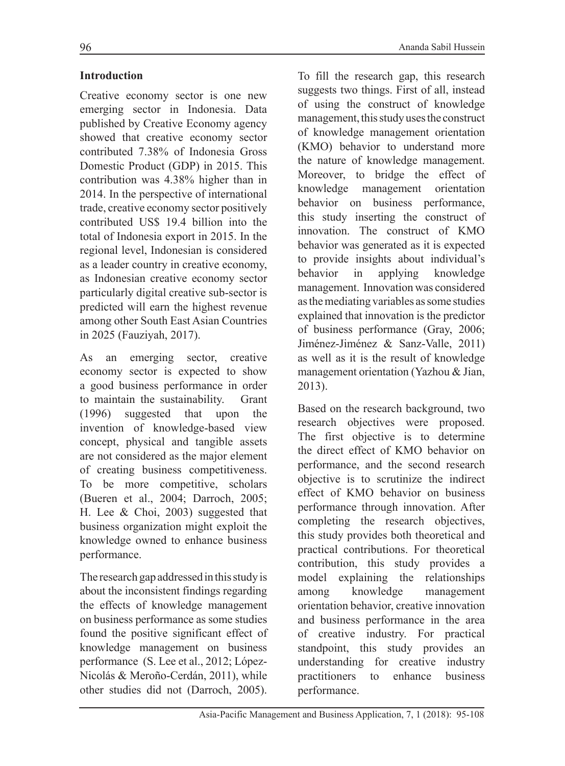## Introduction

Creative economy sector is one new emerging sector in Indonesia. Data published by Creative Economy agency showed that creative economy sector contributed 7.38% of Indonesia Gross Domestic Product (GDP) in 2015. This contribution was 4.38% higher than in 2014. In the perspective of international trade, creative economy sector positively contributed US$ 19.4 billion into the total of Indonesia export in 2015. In the regional level, Indonesian is considered as a leader country in creative economy, as Indonesian creative economy sector particularly digital creative sub-sector is predicted will earn the highest revenue among other South East Asian Countries in 2025 (Fauziyah, 2017).

As an emerging sector, creative economy sector is expected to show a good business performance in order to maintain the sustainability. Grant (1996) suggested that upon the invention of knowledge-based view concept, physical and tangible assets are not considered as the major element of creating business competitiveness. To be more competitive, scholars (Bueren et al., 2004; Darroch, 2005; H. Lee & Choi, 2003) suggested that business organization might exploit the knowledge owned to enhance business performance.

The research gap addressed in this study is about the inconsistent findings regarding the effects of knowledge management on business performance as some studies found the positive significant effect of knowledge management on business performance (S. Lee et al., 2012; López-Nicolás & Meroño-Cerdán, 2011), while other studies did not (Darroch, 2005).

To fill the research gap, this research suggests two things. First of all, instead of using the construct of knowledge management, this study uses the construct of knowledge management orientation (KMO) behavior to understand more the nature of knowledge management. Moreover, to bridge the effect of knowledge management orientation behavior on business performance, this study inserting the construct of innovation. The construct of KMO behavior was generated as it is expected to provide insights about individual's behavior in applying knowledge management. Innovation was considered as the mediating variables as some studies explained that innovation is the predictor of business performance (Gray, 2006; Jiménez-Jiménez & Sanz-Valle, 2011) as well as it is the result of knowledge management orientation (Yazhou & Jian, 2013).

Based on the research background, two research objectives were proposed. The first objective is to determine the direct effect of KMO behavior on performance, and the second research objective is to scrutinize the indirect effect of KMO behavior on business performance through innovation. After completing the research objectives, this study provides both theoretical and practical contributions. For theoretical contribution, this study provides a model explaining the relationships among knowledge management orientation behavior, creative innovation and business performance in the area of creative industry. For practical standpoint, this study provides an understanding for creative industry practitioners to enhance business performance.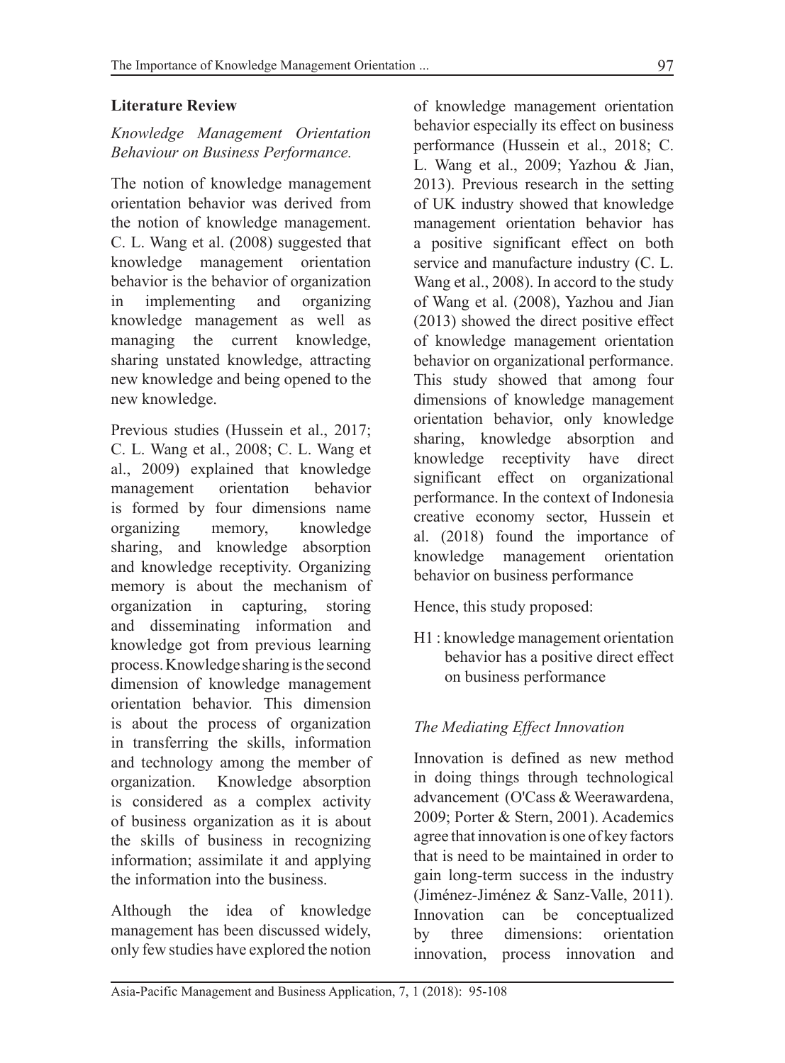## Literature Review

### *Knowledge Management Orientation Behaviour on Business Performance.*

The notion of knowledge management orientation behavior was derived from the notion of knowledge management. C. L. Wang et al. (2008) suggested that knowledge management orientation behavior is the behavior of organization in implementing and organizing knowledge management as well as managing the current knowledge, sharing unstated knowledge, attracting new knowledge and being opened to the new knowledge.

Previous studies (Hussein et al., 2017; C. L. Wang et al., 2008; C. L. Wang et al., 2009) explained that knowledge management orientation behavior is formed by four dimensions name organizing memory, knowledge sharing, and knowledge absorption and knowledge receptivity. Organizing memory is about the mechanism of organization in capturing, storing and disseminating information and knowledge got from previous learning process. Knowledge sharing is the second dimension of knowledge management orientation behavior. This dimension is about the process of organization in transferring the skills, information and technology among the member of organization. Knowledge absorption is considered as a complex activity of business organization as it is about the skills of business in recognizing information; assimilate it and applying the information into the business.

Although the idea of knowledge management has been discussed widely, only few studies have explored the notion of knowledge management orientation behavior especially its effect on business performance (Hussein et al., 2018; C. L. Wang et al., 2009; Yazhou & Jian, 2013). Previous research in the setting of UK industry showed that knowledge management orientation behavior has a positive significant effect on both service and manufacture industry (C. L. Wang et al., 2008). In accord to the study of Wang et al. (2008), Yazhou and Jian (2013) showed the direct positive effect of knowledge management orientation behavior on organizational performance. This study showed that among four dimensions of knowledge management orientation behavior, only knowledge sharing, knowledge absorption and knowledge receptivity have direct significant effect on organizational performance. In the context of Indonesia creative economy sector, Hussein et al. (2018) found the importance of knowledge management orientation behavior on business performance

Hence, this study proposed:

H1 : knowledge management orientation behavior has a positive direct effect on business performance

### *The Mediating Effect Innovation*

Innovation is defined as new method in doing things through technological advancement (O'Cass & Weerawardena, 2009; Porter & Stern, 2001). Academics agree that innovation is one of key factors that is need to be maintained in order to gain long-term success in the industry (Jiménez-Jiménez & Sanz-Valle, 2011). Innovation can be conceptualized by three dimensions: orientation innovation, process innovation and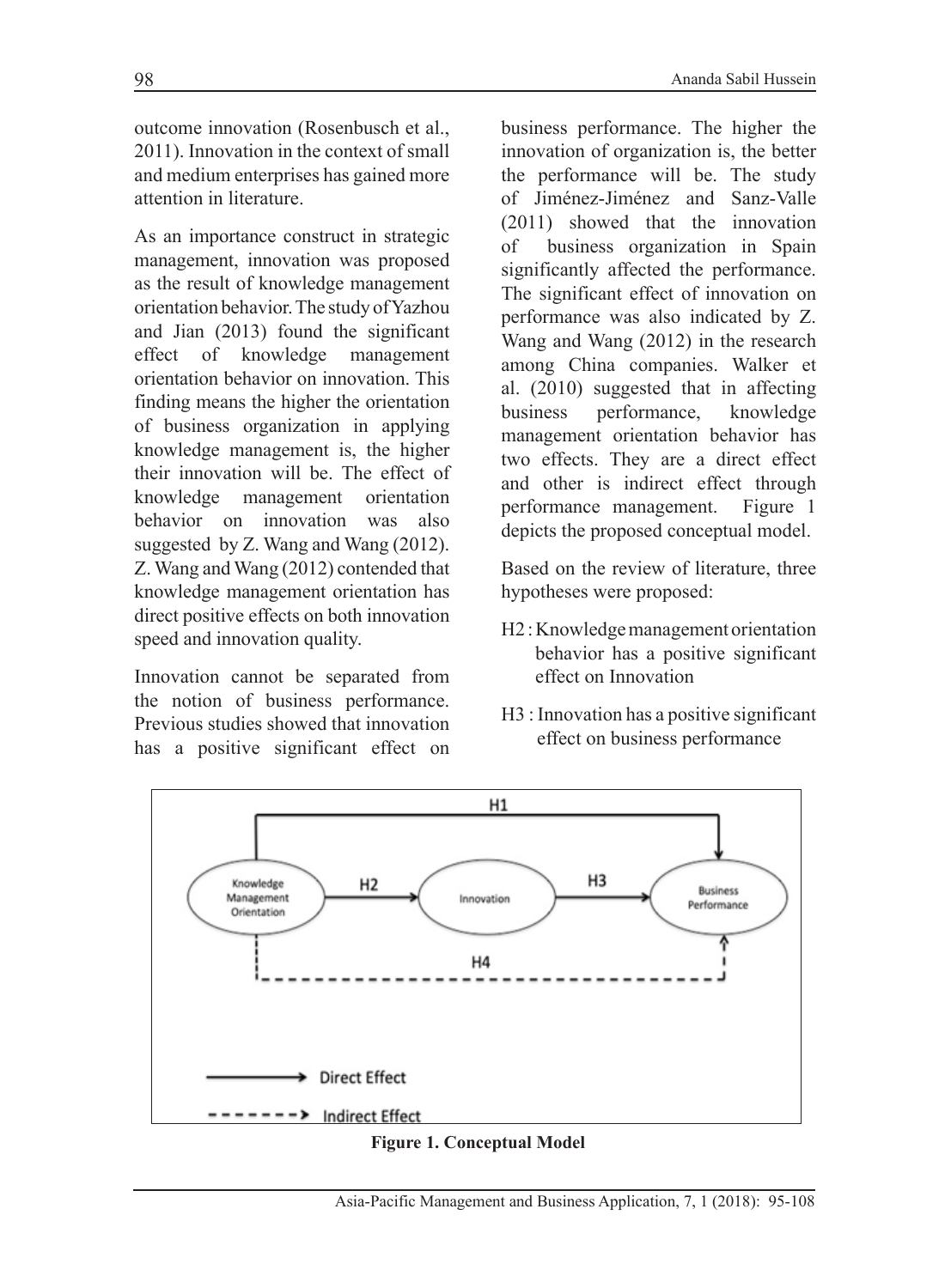outcome innovation (Rosenbusch et al., 2011). Innovation in the context of small and medium enterprises has gained more attention in literature.

As an importance construct in strategic management, innovation was proposed as the result of knowledge management orientation behavior. The study of Yazhou and Jian (2013) found the significant effect of knowledge management orientation behavior on innovation. This finding means the higher the orientation of business organization in applying knowledge management is, the higher their innovation will be. The effect of knowledge management orientation behavior on innovation was also suggested by Z. Wang and Wang (2012). Z. Wang and Wang (2012) contended that knowledge management orientation has direct positive effects on both innovation speed and innovation quality.

Innovation cannot be separated from the notion of business performance. Previous studies showed that innovation has a positive significant effect on business performance. The higher the innovation of organization is, the better the performance will be. The study of Jiménez-Jiménez and Sanz-Valle (2011) showed that the innovation of business organization in Spain significantly affected the performance. The significant effect of innovation on performance was also indicated by Z. Wang and Wang (2012) in the research among China companies. Walker et al. (2010) suggested that in affecting business performance, knowledge management orientation behavior has two effects. They are a direct effect and other is indirect effect through performance management. Figure 1 depicts the proposed conceptual model.

Based on the review of literature, three hypotheses were proposed:

- H2 : Knowledge management orientation behavior has a positive significant effect on Innovation
- H3 : Innovation has a positive significant effect on business performance

**Figure 1. Conceptual Model**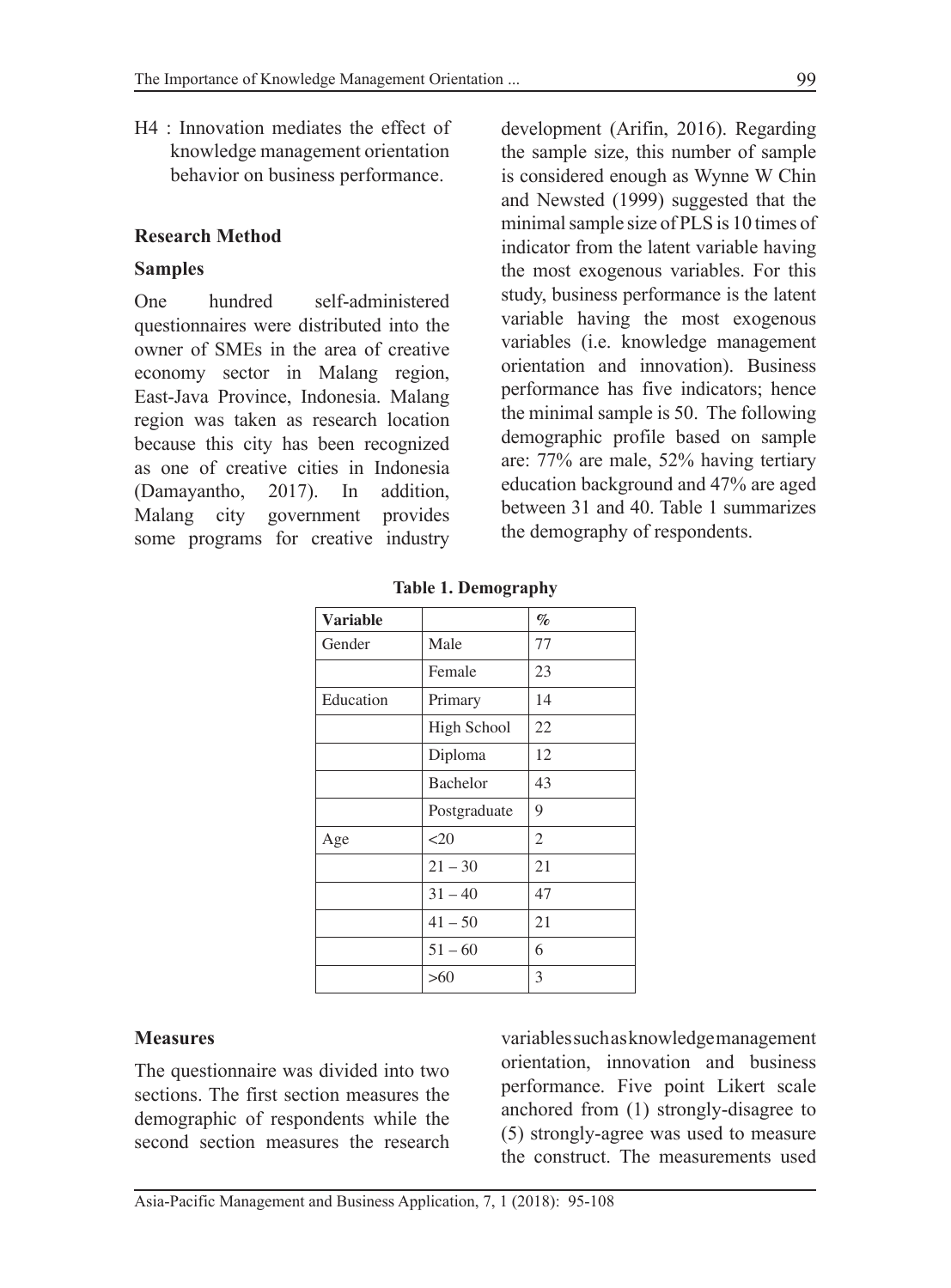H4 : Innovation mediates the effect of knowledge management orientation behavior on business performance.

## Research Method

### Samples

One hundred self-administered questionnaires were distributed into the owner of SMEs in the area of creative economy sector in Malang region, East-Java Province, Indonesia. Malang region was taken as research location because this city has been recognized as one of creative cities in Indonesia (Damayantho, 2017). In addition, Malang city government provides some programs for creative industry development (Arifin, 2016). Regarding the sample size, this number of sample is considered enough as Wynne W Chin and Newsted (1999) suggested that the minimal sample size of PLS is 10 times of indicator from the latent variable having the most exogenous variables. For this study, business performance is the latent variable having the most exogenous variables (i.e. knowledge management orientation and innovation). Business performance has five indicators; hence the minimal sample is 50. The following demographic profile based on sample are: 77% are male, 52% having tertiary education background and 47% are aged between 31 and 40. Table 1 summarizes the demography of respondents.

**Table 1. Demography**

| Variable | | % |
|---|---|---|
| Gender | Male | 77 |
| | Female | 23 |
| Education | Primary | 14 |
| | High School | 22 |
| | Diploma | 12 |
| | Bachelor | 43 |
| | Postgraduate | 9 |
| Age | <20 | 2 |
| | 21 – 30 | 21 |
| | 31 – 40 | 47 |
| | 41 – 50 | 21 |
| | 51 – 60 | 6 |
| | >60 | 3 |

### Measures

The questionnaire was divided into two sections. The first section measures the demographic of respondents while the second section measures the research variables such as knowledge management orientation, innovation and business performance. Five point Likert scale anchored from (1) strongly-disagree to (5) strongly-agree was used to measure the construct. The measurements used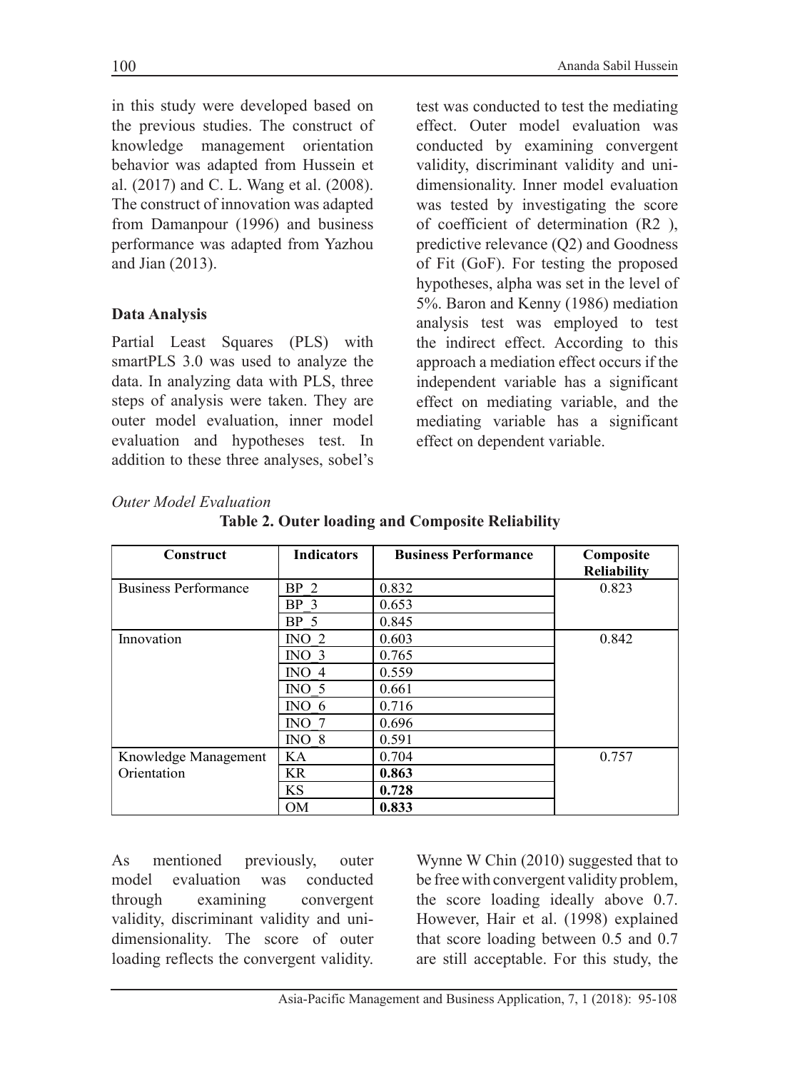in this study were developed based on the previous studies. The construct of knowledge management orientation behavior was adapted from Hussein et al. (2017) and C. L. Wang et al. (2008). The construct of innovation was adapted from Damanpour (1996) and business performance was adapted from Yazhou and Jian (2013).

**Data Analysis**

Partial Least Squares (PLS) with smartPLS 3.0 was used to analyze the data. In analyzing data with PLS, three steps of analysis were taken. They are outer model evaluation, inner model evaluation and hypotheses test. In addition to these three analyses, sobel's test was conducted to test the mediating effect. Outer model evaluation was conducted by examining convergent validity, discriminant validity and uni-dimensionality. Inner model evaluation was tested by investigating the score of coefficient of determination ($R^2$), predictive relevance ($Q^2$) and Goodness of Fit (GoF). For testing the proposed hypotheses, alpha was set in the level of 5%. Baron and Kenny (1986) mediation analysis test was employed to test the indirect effect. According to this approach a mediation effect occurs if the independent variable has a significant effect on mediating variable, and the mediating variable has a significant effect on dependent variable.

*Outer Model Evaluation*

**Table 2. Outer loading and Composite Reliability**

| Construct | Indicators | Business Performance | Composite Reliability |
|---|---|---|---|
| Business Performance | BP_2 | 0.832 | 0.823 |
| | BP_3 | 0.653 | |
| | BP_5 | 0.845 | |
| Innovation | INO_2 | 0.603 | 0.842 |
| | INO_3 | 0.765 | |
| | INO_4 | 0.559 | |
| | INO_5 | 0.661 | |
| | INO_6 | 0.716 | |
| | INO_7 | 0.696 | |
| | INO_8 | 0.591 | |
| Knowledge Management Orientation | KA | 0.704 | 0.757 |
| | KR | **0.863** | |
| | KS | **0.728** | |
| | OM | **0.833** | |

As mentioned previously, outer model evaluation was conducted through examining convergent validity, discriminant validity and uni-dimensionality. The score of outer loading reflects the convergent validity. Wynne W Chin (2010) suggested that to be free with convergent validity problem, the score loading ideally above 0.7. However, Hair et al. (1998) explained that score loading between 0.5 and 0.7 are still acceptable. For this study, the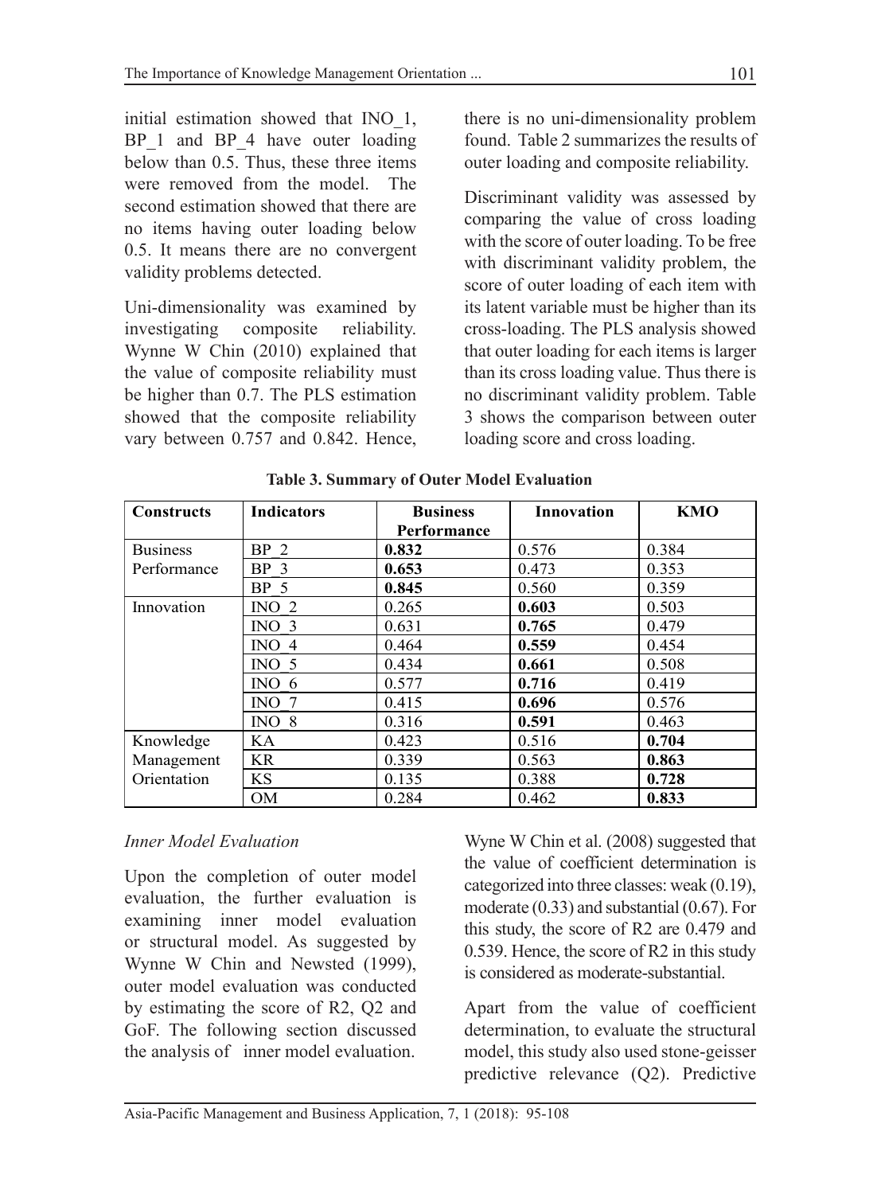initial estimation showed that INO_1, BP_1 and BP_4 have outer loading below than 0.5. Thus, these three items were removed from the model. The second estimation showed that there are no items having outer loading below 0.5. It means there are no convergent validity problems detected.

Uni-dimensionality was examined by investigating composite reliability. Wynne W Chin (2010) explained that the value of composite reliability must be higher than 0.7. The PLS estimation showed that the composite reliability vary between 0.757 and 0.842. Hence, there is no uni-dimensionality problem found. Table 2 summarizes the results of outer loading and composite reliability.

Discriminant validity was assessed by comparing the value of cross loading with the score of outer loading. To be free with discriminant validity problem, the score of outer loading of each item with its latent variable must be higher than its cross-loading. The PLS analysis showed that outer loading for each items is larger than its cross loading value. Thus there is no discriminant validity problem. Table 3 shows the comparison between outer loading score and cross loading.

**Table 3. Summary of Outer Model Evaluation**

| Constructs | Indicators | Business Performance | Innovation | KMO |
|---|---|---|---|---|
| Business Performance | BP_2 | **0.832** | 0.576 | 0.384 |
| | BP_3 | **0.653** | 0.473 | 0.353 |
| | BP_5 | **0.845** | 0.560 | 0.359 |
| Innovation | INO_2 | 0.265 | **0.603** | 0.503 |
| | INO_3 | 0.631 | **0.765** | 0.479 |
| | INO_4 | 0.464 | **0.559** | 0.454 |
| | INO_5 | 0.434 | **0.661** | 0.508 |
| | INO_6 | 0.577 | **0.716** | 0.419 |
| | INO_7 | 0.415 | **0.696** | 0.576 |
| | INO_8 | 0.316 | **0.591** | 0.463 |
| Knowledge Management Orientation | KA | 0.423 | 0.516 | **0.704** |
| | KR | 0.339 | 0.563 | **0.863** |
| | KS | 0.135 | 0.388 | **0.728** |
| | OM | 0.284 | 0.462 | **0.833** |

*Inner Model Evaluation*

Upon the completion of outer model evaluation, the further evaluation is examining inner model evaluation or structural model. As suggested by Wynne W Chin and Newsted (1999), outer model evaluation was conducted by estimating the score of R2, Q2 and GoF. The following section discussed the analysis of inner model evaluation.

Wyne W Chin et al. (2008) suggested that the value of coefficient determination is categorized into three classes: weak (0.19), moderate (0.33) and substantial (0.67). For this study, the score of R2 are 0.479 and 0.539. Hence, the score of R2 in this study is considered as moderate-substantial.

Apart from the value of coefficient determination, to evaluate the structural model, this study also used stone-geisser predictive relevance (Q2). Predictive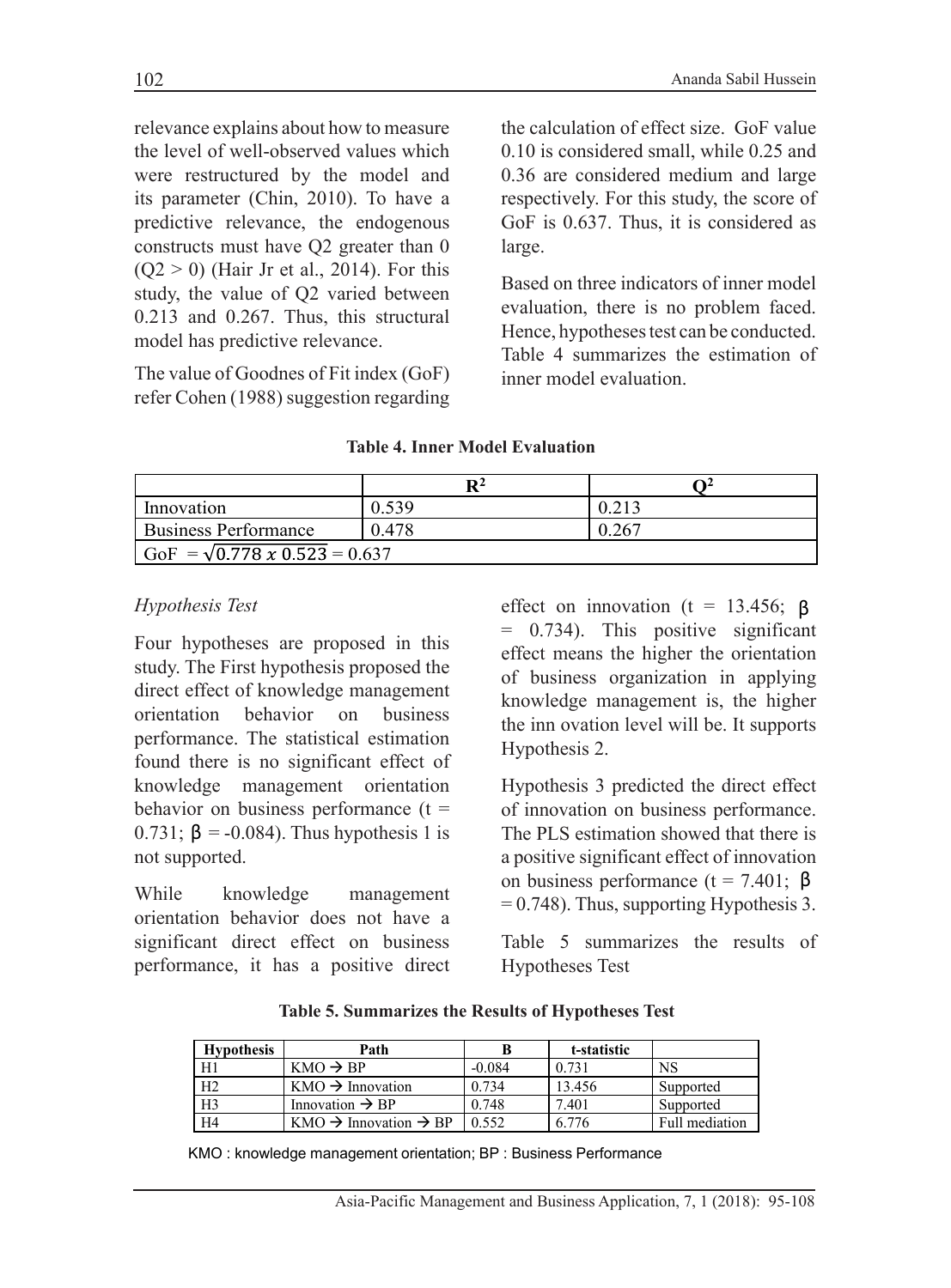relevance explains about how to measure the level of well-observed values which were restructured by the model and its parameter (Chin, 2010). To have a predictive relevance, the endogenous constructs must have Q2 greater than 0 ($Q2 > 0$) (Hair Jr et al., 2014). For this study, the value of Q2 varied between 0.213 and 0.267. Thus, this structural model has predictive relevance.

The value of Goodnes of Fit index (GoF) refer Cohen (1988) suggestion regarding the calculation of effect size. GoF value 0.10 is considered small, while 0.25 and 0.36 are considered medium and large respectively. For this study, the score of GoF is 0.637. Thus, it is considered as large.

Based on three indicators of inner model evaluation, there is no problem faced. Hence, hypotheses test can be conducted. Table 4 summarizes the estimation of inner model evaluation.

**Table 4. Inner Model Evaluation**

| | $R^2$ | $Q^2$ |
|---|---|---|
| Innovation | 0.539 | 0.213 |
| Business Performance | 0.478 | 0.267 |
| GoF $= \sqrt{0.778 \; x \; 0.523} = 0.637$ | | |

*Hypothesis Test*

Four hypotheses are proposed in this study. The First hypothesis proposed the direct effect of knowledge management orientation behavior on business performance. The statistical estimation found there is no significant effect of knowledge management orientation behavior on business performance ($t = 0.731$; $\beta = -0.084$). Thus hypothesis 1 is not supported.

While knowledge management orientation behavior does not have a significant direct effect on business performance, it has a positive direct effect on innovation ($t = 13.456$; $\beta = 0.734$). This positive significant effect means the higher the orientation of business organization in applying knowledge management is, the higher the inn ovation level will be. It supports Hypothesis 2.

Hypothesis 3 predicted the direct effect of innovation on business performance. The PLS estimation showed that there is a positive significant effect of innovation on business performance ($t = 7.401$; $\beta = 0.748$). Thus, supporting Hypothesis 3.

Table 5 summarizes the results of Hypotheses Test

**Table 5. Summarizes the Results of Hypotheses Test**

| Hypothesis | Path | B | t-statistic | |
|---|---|---|---|---|
| H1 | KMO → BP | -0.084 | 0.731 | NS |
| H2 | KMO → Innovation | 0.734 | 13.456 | Supported |
| H3 | Innovation → BP | 0.748 | 7.401 | Supported |
| H4 | KMO → Innovation → BP | 0.552 | 6.776 | Full mediation |

KMO : knowledge management orientation; BP : Business Performance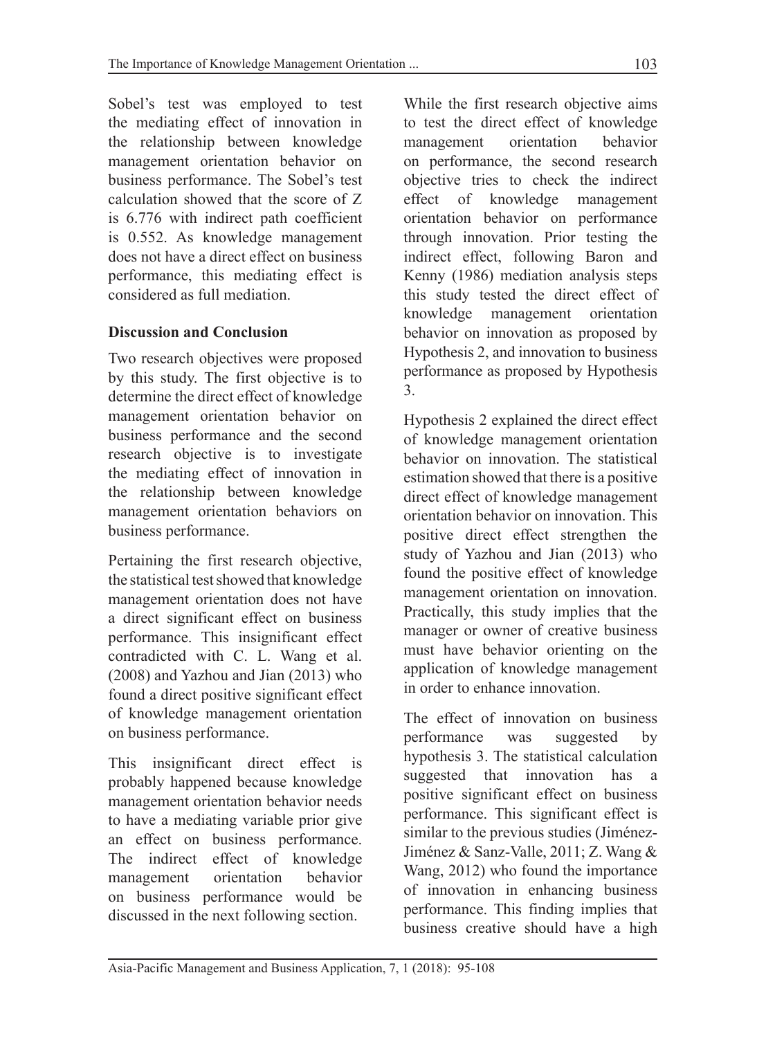Sobel's test was employed to test the mediating effect of innovation in the relationship between knowledge management orientation behavior on business performance. The Sobel's test calculation showed that the score of Z is 6.776 with indirect path coefficient is 0.552. As knowledge management does not have a direct effect on business performance, this mediating effect is considered as full mediation.

## Discussion and Conclusion

Two research objectives were proposed by this study. The first objective is to determine the direct effect of knowledge management orientation behavior on business performance and the second research objective is to investigate the mediating effect of innovation in the relationship between knowledge management orientation behaviors on business performance.

Pertaining the first research objective, the statistical test showed that knowledge management orientation does not have a direct significant effect on business performance. This insignificant effect contradicted with C. L. Wang et al. (2008) and Yazhou and Jian (2013) who found a direct positive significant effect of knowledge management orientation on business performance.

This insignificant direct effect is probably happened because knowledge management orientation behavior needs to have a mediating variable prior give an effect on business performance. The indirect effect of knowledge management orientation behavior on business performance would be discussed in the next following section.

While the first research objective aims to test the direct effect of knowledge management orientation behavior on performance, the second research objective tries to check the indirect effect of knowledge management orientation behavior on performance through innovation. Prior testing the indirect effect, following Baron and Kenny (1986) mediation analysis steps this study tested the direct effect of knowledge management orientation behavior on innovation as proposed by Hypothesis 2, and innovation to business performance as proposed by Hypothesis 3.

Hypothesis 2 explained the direct effect of knowledge management orientation behavior on innovation. The statistical estimation showed that there is a positive direct effect of knowledge management orientation behavior on innovation. This positive direct effect strengthen the study of Yazhou and Jian (2013) who found the positive effect of knowledge management orientation on innovation. Practically, this study implies that the manager or owner of creative business must have behavior orienting on the application of knowledge management in order to enhance innovation.

The effect of innovation on business performance was suggested by hypothesis 3. The statistical calculation suggested that innovation has a positive significant effect on business performance. This significant effect is similar to the previous studies (Jiménez-Jiménez & Sanz-Valle, 2011; Z. Wang & Wang, 2012) who found the importance of innovation in enhancing business performance. This finding implies that business creative should have a high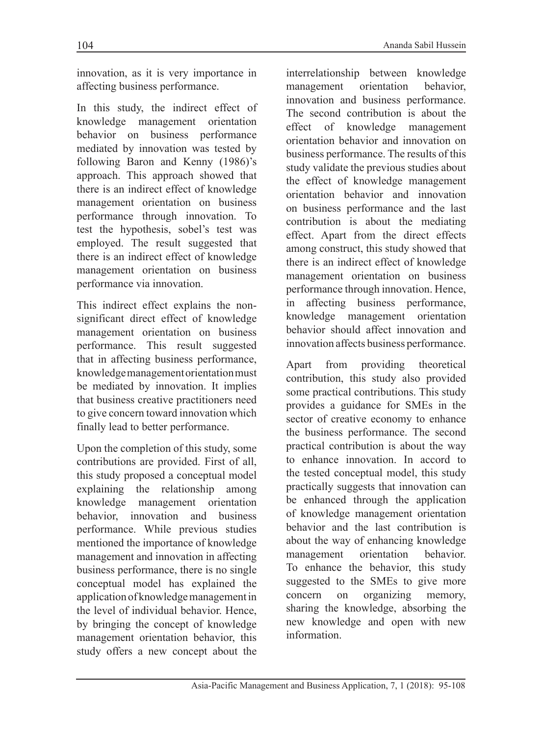innovation, as it is very importance in affecting business performance.

In this study, the indirect effect of knowledge management orientation behavior on business performance mediated by innovation was tested by following Baron and Kenny (1986)'s approach. This approach showed that there is an indirect effect of knowledge management orientation on business performance through innovation. To test the hypothesis, sobel's test was employed. The result suggested that there is an indirect effect of knowledge management orientation on business performance via innovation.

This indirect effect explains the non-significant direct effect of knowledge management orientation on business performance. This result suggested that in affecting business performance, knowledge management orientation must be mediated by innovation. It implies that business creative practitioners need to give concern toward innovation which finally lead to better performance.

Upon the completion of this study, some contributions are provided. First of all, this study proposed a conceptual model explaining the relationship among knowledge management orientation behavior, innovation and business performance. While previous studies mentioned the importance of knowledge management and innovation in affecting business performance, there is no single conceptual model has explained the application of knowledge management in the level of individual behavior. Hence, by bringing the concept of knowledge management orientation behavior, this study offers a new concept about the interrelationship between knowledge management orientation behavior, innovation and business performance. The second contribution is about the effect of knowledge management orientation behavior and innovation on business performance. The results of this study validate the previous studies about the effect of knowledge management orientation behavior and innovation on business performance and the last contribution is about the mediating effect. Apart from the direct effects among construct, this study showed that there is an indirect effect of knowledge management orientation on business performance through innovation. Hence, in affecting business performance, knowledge management orientation behavior should affect innovation and innovation affects business performance.

Apart from providing theoretical contribution, this study also provided some practical contributions. This study provides a guidance for SMEs in the sector of creative economy to enhance the business performance. The second practical contribution is about the way to enhance innovation. In accord to the tested conceptual model, this study practically suggests that innovation can be enhanced through the application of knowledge management orientation behavior and the last contribution is about the way of enhancing knowledge management orientation behavior. To enhance the behavior, this study suggested to the SMEs to give more concern on organizing memory, sharing the knowledge, absorbing the new knowledge and open with new information.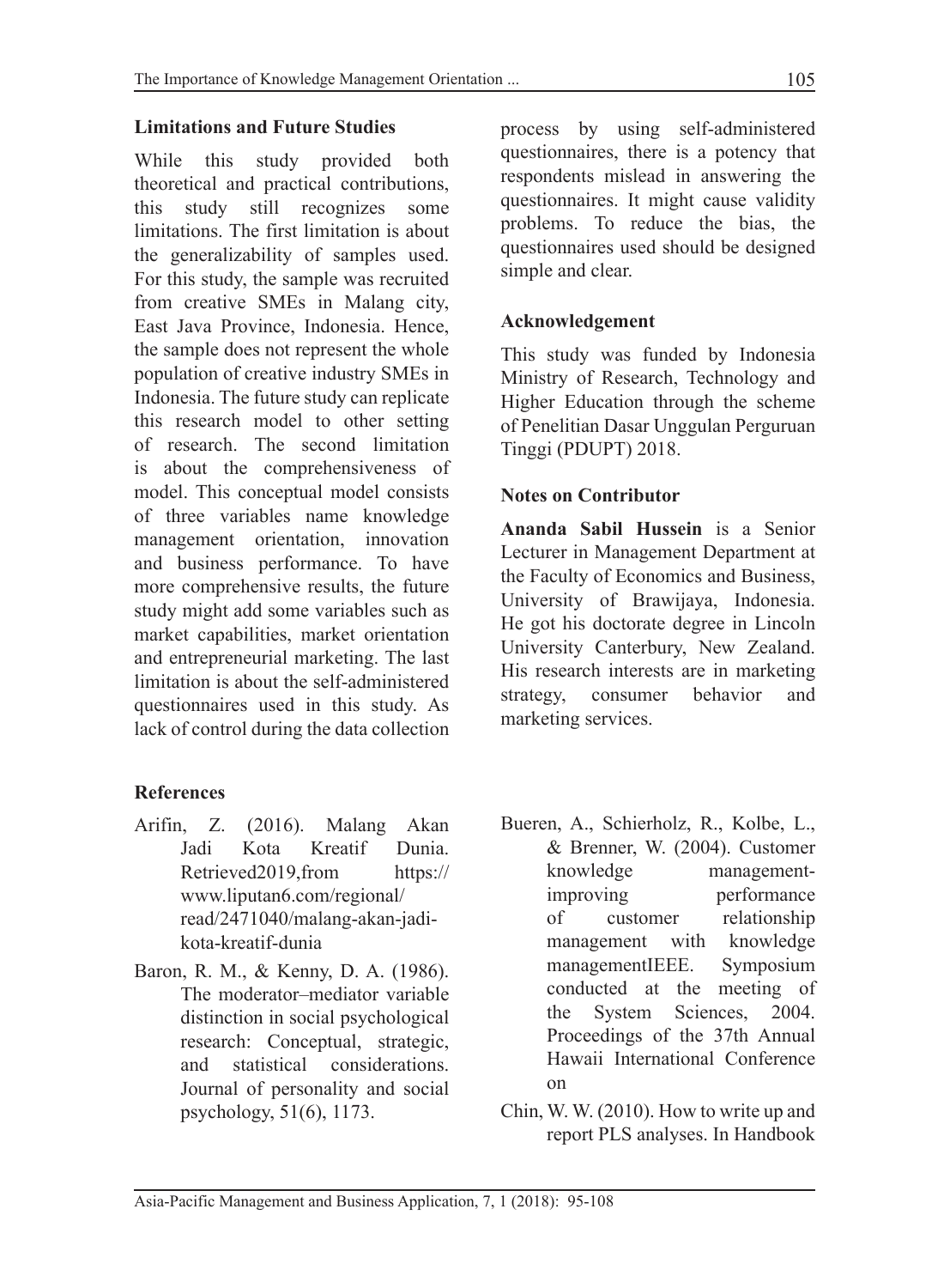## Limitations and Future Studies

While this study provided both theoretical and practical contributions, this study still recognizes some limitations. The first limitation is about the generalizability of samples used. For this study, the sample was recruited from creative SMEs in Malang city, East Java Province, Indonesia. Hence, the sample does not represent the whole population of creative industry SMEs in Indonesia. The future study can replicate this research model to other setting of research. The second limitation is about the comprehensiveness of model. This conceptual model consists of three variables name knowledge management orientation, innovation and business performance. To have more comprehensive results, the future study might add some variables such as market capabilities, market orientation and entrepreneurial marketing. The last limitation is about the self-administered questionnaires used in this study. As lack of control during the data collection process by using self-administered questionnaires, there is a potency that respondents mislead in answering the questionnaires. It might cause validity problems. To reduce the bias, the questionnaires used should be designed simple and clear.

## Acknowledgement

This study was funded by Indonesia Ministry of Research, Technology and Higher Education through the scheme of Penelitian Dasar Unggulan Perguruan Tinggi (PDUPT) 2018.

## Notes on Contributor

**Ananda Sabil Hussein** is a Senior Lecturer in Management Department at the Faculty of Economics and Business, University of Brawijaya, Indonesia. He got his doctorate degree in Lincoln University Canterbury, New Zealand. His research interests are in marketing strategy, consumer behavior and marketing services.

## References

Arifin, Z. (2016). Malang Akan Jadi Kota Kreatif Dunia. Retrieved2019,from https://www.liputan6.com/regional/read/2471040/malang-akan-jadi-kota-kreatif-dunia

Baron, R. M., & Kenny, D. A. (1986). The moderator–mediator variable distinction in social psychological research: Conceptual, strategic, and statistical considerations. Journal of personality and social psychology, 51(6), 1173.

Bueren, A., Schierholz, R., Kolbe, L., & Brenner, W. (2004). Customer knowledge management-improving performance of customer relationship management with knowledge managementIEEE. Symposium conducted at the meeting of the System Sciences, 2004. Proceedings of the 37th Annual Hawaii International Conference on

Chin, W. W. (2010). How to write up and report PLS analyses. In Handbook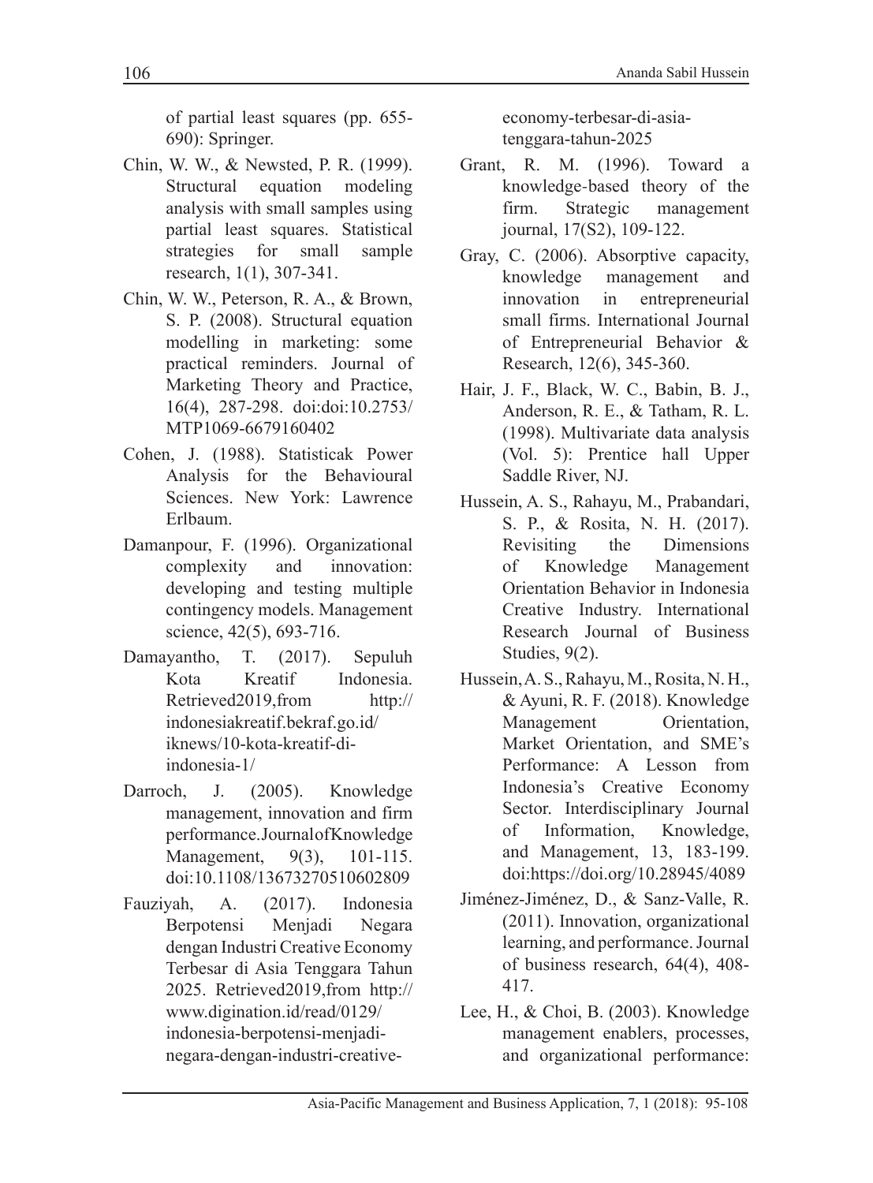of partial least squares (pp. 655-690): Springer.

Chin, W. W., & Newsted, P. R. (1999). Structural equation modeling analysis with small samples using partial least squares. Statistical strategies for small sample research, 1(1), 307-341.

Chin, W. W., Peterson, R. A., & Brown, S. P. (2008). Structural equation modelling in marketing: some practical reminders. Journal of Marketing Theory and Practice, 16(4), 287-298. doi:doi:10.2753/MTP1069-6679160402

Cohen, J. (1988). Statisticak Power Analysis for the Behavioural Sciences. New York: Lawrence Erlbaum.

Damanpour, F. (1996). Organizational complexity and innovation: developing and testing multiple contingency models. Management science, 42(5), 693-716.

Damayantho, T. (2017). Sepuluh Kota Kreatif Indonesia. Retrieved2019,from http://indonesiakreatif.bekraf.go.id/iknews/10-kota-kreatif-di-indonesia-1/

Darroch, J. (2005). Knowledge management, innovation and firm performance.JournalofKnowledge Management, 9(3), 101-115. doi:10.1108/13673270510602809

Fauziyah, A. (2017). Indonesia Berpotensi Menjadi Negara dengan Industri Creative Economy Terbesar di Asia Tenggara Tahun 2025. Retrieved2019,from http://www.digination.id/read/0129/indonesia-berpotensi-menjadi-negara-dengan-industri-creative-economy-terbesar-di-asia-tenggara-tahun-2025

Grant, R. M. (1996). Toward a knowledge‐based theory of the firm. Strategic management journal, 17(S2), 109-122.

Gray, C. (2006). Absorptive capacity, knowledge management and innovation in entrepreneurial small firms. International Journal of Entrepreneurial Behavior & Research, 12(6), 345-360.

Hair, J. F., Black, W. C., Babin, B. J., Anderson, R. E., & Tatham, R. L. (1998). Multivariate data analysis (Vol. 5): Prentice hall Upper Saddle River, NJ.

Hussein, A. S., Rahayu, M., Prabandari, S. P., & Rosita, N. H. (2017). Revisiting the Dimensions of Knowledge Management Orientation Behavior in Indonesia Creative Industry. International Research Journal of Business Studies, 9(2).

Hussein, A. S., Rahayu, M., Rosita, N. H., & Ayuni, R. F. (2018). Knowledge Management Orientation, Market Orientation, and SME's Performance: A Lesson from Indonesia's Creative Economy Sector. Interdisciplinary Journal of Information, Knowledge, and Management, 13, 183-199. doi:https://doi.org/10.28945/4089

Jiménez-Jiménez, D., & Sanz-Valle, R. (2011). Innovation, organizational learning, and performance. Journal of business research, 64(4), 408-417.

Lee, H., & Choi, B. (2003). Knowledge management enablers, processes, and organizational performance: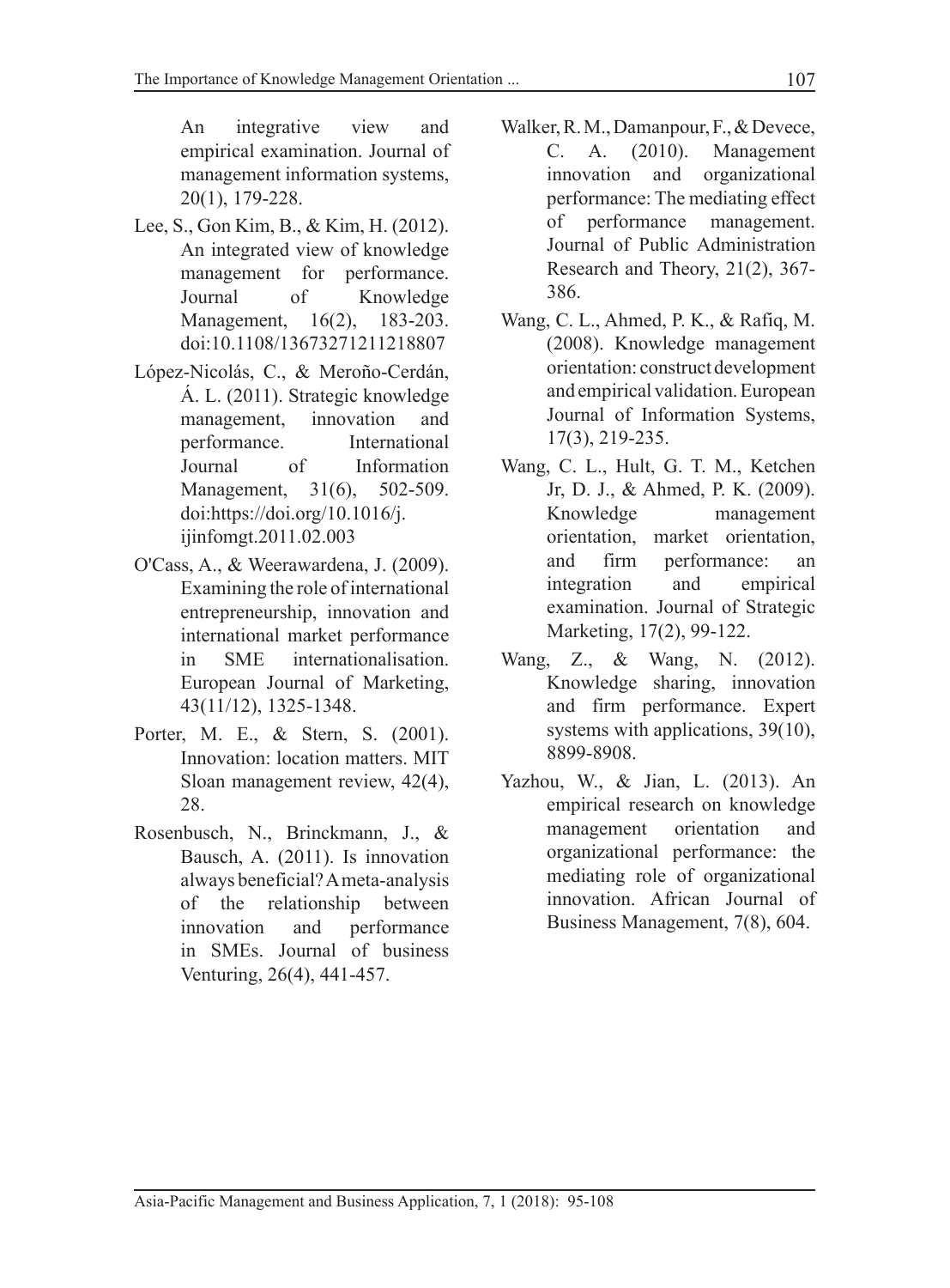An integrative view and empirical examination. Journal of management information systems, 20(1), 179-228.

Lee, S., Gon Kim, B., & Kim, H. (2012). An integrated view of knowledge management for performance. Journal of Knowledge Management, 16(2), 183-203. doi:10.1108/13673271211218807

López-Nicolás, C., & Meroño-Cerdán, Á. L. (2011). Strategic knowledge management, innovation and performance. International Journal of Information Management, 31(6), 502-509. doi:https://doi.org/10.1016/j.ijinfomgt.2011.02.003

O'Cass, A., & Weerawardena, J. (2009). Examining the role of international entrepreneurship, innovation and international market performance in SME internationalisation. European Journal of Marketing, 43(11/12), 1325-1348.

Porter, M. E., & Stern, S. (2001). Innovation: location matters. MIT Sloan management review, 42(4), 28.

Rosenbusch, N., Brinckmann, J., & Bausch, A. (2011). Is innovation always beneficial? A meta-analysis of the relationship between innovation and performance in SMEs. Journal of business Venturing, 26(4), 441-457.

Walker, R. M., Damanpour, F., & Devece, C. A. (2010). Management innovation and organizational performance: The mediating effect of performance management. Journal of Public Administration Research and Theory, 21(2), 367-386.

Wang, C. L., Ahmed, P. K., & Rafiq, M. (2008). Knowledge management orientation: construct development and empirical validation. European Journal of Information Systems, 17(3), 219-235.

Wang, C. L., Hult, G. T. M., Ketchen Jr, D. J., & Ahmed, P. K. (2009). Knowledge management orientation, market orientation, and firm performance: an integration and empirical examination. Journal of Strategic Marketing, 17(2), 99-122.

Wang, Z., & Wang, N. (2012). Knowledge sharing, innovation and firm performance. Expert systems with applications, 39(10), 8899-8908.

Yazhou, W., & Jian, L. (2013). An empirical research on knowledge management orientation and organizational performance: the mediating role of organizational innovation. African Journal of Business Management, 7(8), 604.